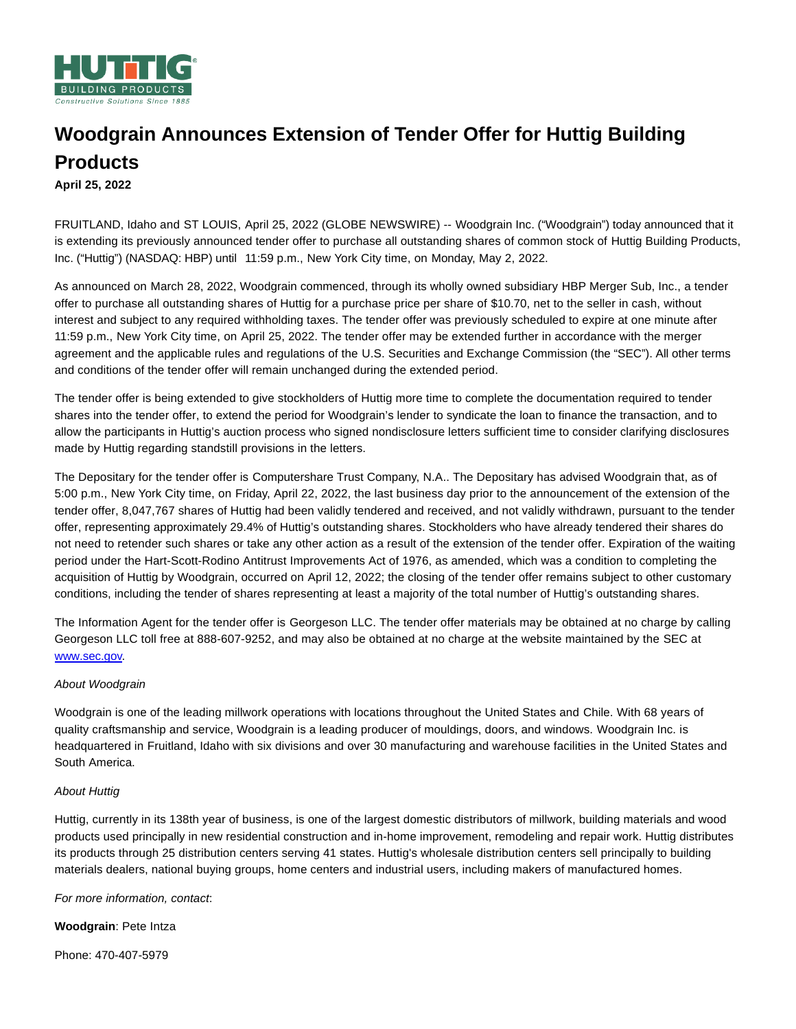# Woodgrain Announces Extension of Tender Offer for Huttig Building Products

**April 25, 2022**

FRUITLAND, Idaho and ST LOUIS, April 25, 2022 (GLOBE NEWSWIRE) -- Woodgrain Inc. ("Woodgrain") today announced that it is extending its previously announced tender offer to purchase all outstanding shares of common stock of Huttig Building Products, Inc. ("Huttig") (NASDAQ: HBP) until 11:59 p.m., New York City time, on Monday, May 2, 2022.

As announced on March 28, 2022, Woodgrain commenced, through its wholly owned subsidiary HBP Merger Sub, Inc., a tender offer to purchase all outstanding shares of Huttig for a purchase price per share of $10.70, net to the seller in cash, without interest and subject to any required withholding taxes. The tender offer was previously scheduled to expire at one minute after 11:59 p.m., New York City time, on April 25, 2022. The tender offer may be extended further in accordance with the merger agreement and the applicable rules and regulations of the U.S. Securities and Exchange Commission (the "SEC"). All other terms and conditions of the tender offer will remain unchanged during the extended period.

The tender offer is being extended to give stockholders of Huttig more time to complete the documentation required to tender shares into the tender offer, to extend the period for Woodgrain's lender to syndicate the loan to finance the transaction, and to allow the participants in Huttig's auction process who signed nondisclosure letters sufficient time to consider clarifying disclosures made by Huttig regarding standstill provisions in the letters.

The Depositary for the tender offer is Computershare Trust Company, N.A.. The Depositary has advised Woodgrain that, as of 5:00 p.m., New York City time, on Friday, April 22, 2022, the last business day prior to the announcement of the extension of the tender offer, 8,047,767 shares of Huttig had been validly tendered and received, and not validly withdrawn, pursuant to the tender offer, representing approximately 29.4% of Huttig's outstanding shares. Stockholders who have already tendered their shares do not need to retender such shares or take any other action as a result of the extension of the tender offer. Expiration of the waiting period under the Hart-Scott-Rodino Antitrust Improvements Act of 1976, as amended, which was a condition to completing the acquisition of Huttig by Woodgrain, occurred on April 12, 2022; the closing of the tender offer remains subject to other customary conditions, including the tender of shares representing at least a majority of the total number of Huttig's outstanding shares.

The Information Agent for the tender offer is Georgeson LLC. The tender offer materials may be obtained at no charge by calling Georgeson LLC toll free at 888-607-9252, and may also be obtained at no charge at the website maintained by the SEC at www.sec.gov.

*About Woodgrain*

Woodgrain is one of the leading millwork operations with locations throughout the United States and Chile. With 68 years of quality craftsmanship and service, Woodgrain is a leading producer of mouldings, doors, and windows. Woodgrain Inc. is headquartered in Fruitland, Idaho with six divisions and over 30 manufacturing and warehouse facilities in the United States and South America.

*About Huttig*

Huttig, currently in its 138th year of business, is one of the largest domestic distributors of millwork, building materials and wood products used principally in new residential construction and in-home improvement, remodeling and repair work. Huttig distributes its products through 25 distribution centers serving 41 states. Huttig's wholesale distribution centers sell principally to building materials dealers, national buying groups, home centers and industrial users, including makers of manufactured homes.

*For more information, contact*:

**Woodgrain**: Pete Intza

Phone: 470-407-5979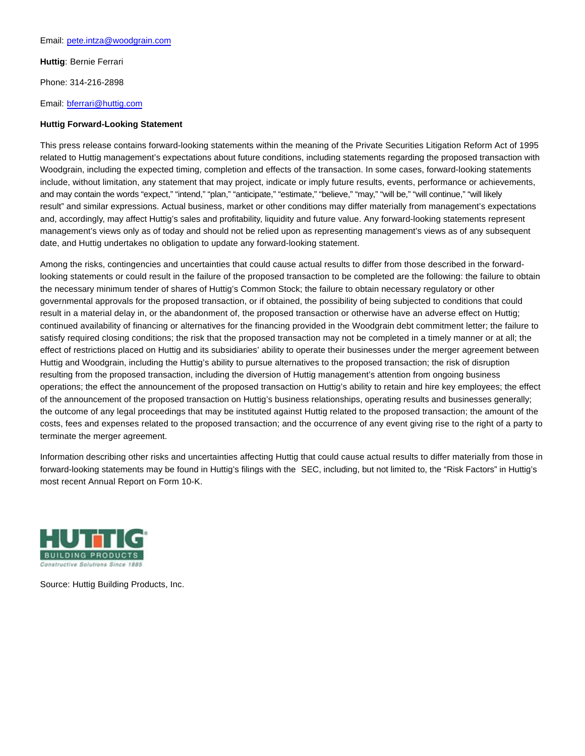Email: pete.intza@woodgrain.com

**Huttig**: Bernie Ferrari

Phone: 314-216-2898

Email: bferrari@huttig.com

**Huttig Forward-Looking Statement**

This press release contains forward-looking statements within the meaning of the Private Securities Litigation Reform Act of 1995 related to Huttig management's expectations about future conditions, including statements regarding the proposed transaction with Woodgrain, including the expected timing, completion and effects of the transaction. In some cases, forward-looking statements include, without limitation, any statement that may project, indicate or imply future results, events, performance or achievements, and may contain the words "expect," "intend," "plan," "anticipate," "estimate," "believe," "may," "will be," "will continue," "will likely result" and similar expressions. Actual business, market or other conditions may differ materially from management's expectations and, accordingly, may affect Huttig's sales and profitability, liquidity and future value. Any forward-looking statements represent management's views only as of today and should not be relied upon as representing management's views as of any subsequent date, and Huttig undertakes no obligation to update any forward-looking statement.

Among the risks, contingencies and uncertainties that could cause actual results to differ from those described in the forward-looking statements or could result in the failure of the proposed transaction to be completed are the following: the failure to obtain the necessary minimum tender of shares of Huttig's Common Stock; the failure to obtain necessary regulatory or other governmental approvals for the proposed transaction, or if obtained, the possibility of being subjected to conditions that could result in a material delay in, or the abandonment of, the proposed transaction or otherwise have an adverse effect on Huttig; continued availability of financing or alternatives for the financing provided in the Woodgrain debt commitment letter; the failure to satisfy required closing conditions; the risk that the proposed transaction may not be completed in a timely manner or at all; the effect of restrictions placed on Huttig and its subsidiaries' ability to operate their businesses under the merger agreement between Huttig and Woodgrain, including the Huttig's ability to pursue alternatives to the proposed transaction; the risk of disruption resulting from the proposed transaction, including the diversion of Huttig management's attention from ongoing business operations; the effect the announcement of the proposed transaction on Huttig's ability to retain and hire key employees; the effect of the announcement of the proposed transaction on Huttig's business relationships, operating results and businesses generally; the outcome of any legal proceedings that may be instituted against Huttig related to the proposed transaction; the amount of the costs, fees and expenses related to the proposed transaction; and the occurrence of any event giving rise to the right of a party to terminate the merger agreement.

Information describing other risks and uncertainties affecting Huttig that could cause actual results to differ materially from those in forward-looking statements may be found in Huttig's filings with the SEC, including, but not limited to, the "Risk Factors" in Huttig's most recent Annual Report on Form 10-K.

HUTTIG BUILDING PRODUCTS
Constructive Solutions Since 1885

Source: Huttig Building Products, Inc.